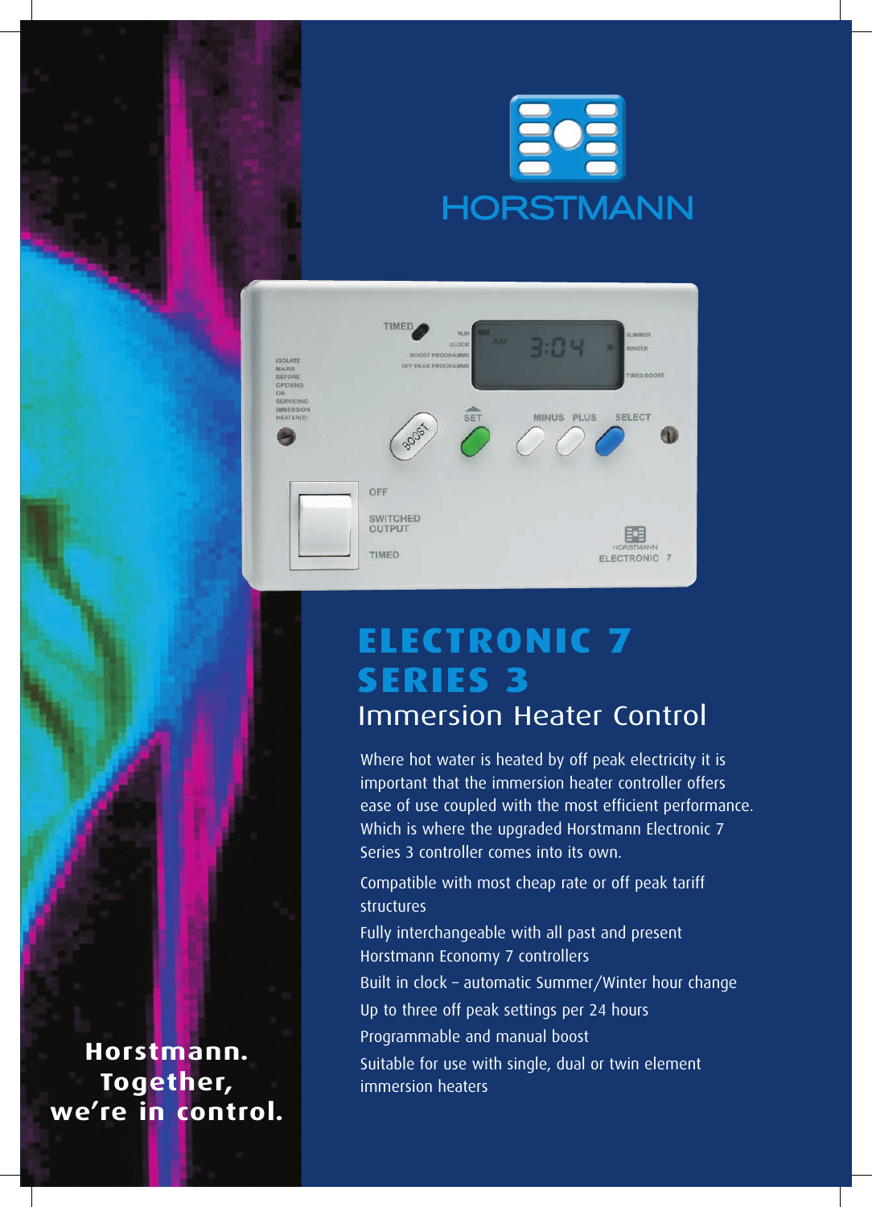HORSTMANN

# ELECTRONIC 7 SERIES 3

## Immersion Heater Control

Where hot water is heated by off peak electricity it is important that the immersion heater controller offers ease of use coupled with the most efficient performance. Which is where the upgraded Horstmann Electronic 7 Series 3 controller comes into its own.

Compatible with most cheap rate or off peak tariff structures

Fully interchangeable with all past and present Horstmann Economy 7 controllers

Built in clock – automatic Summer/Winter hour change

Up to three off peak settings per 24 hours

Programmable and manual boost

Suitable for use with single, dual or twin element immersion heaters

**Horstmann. Together, we're in control.**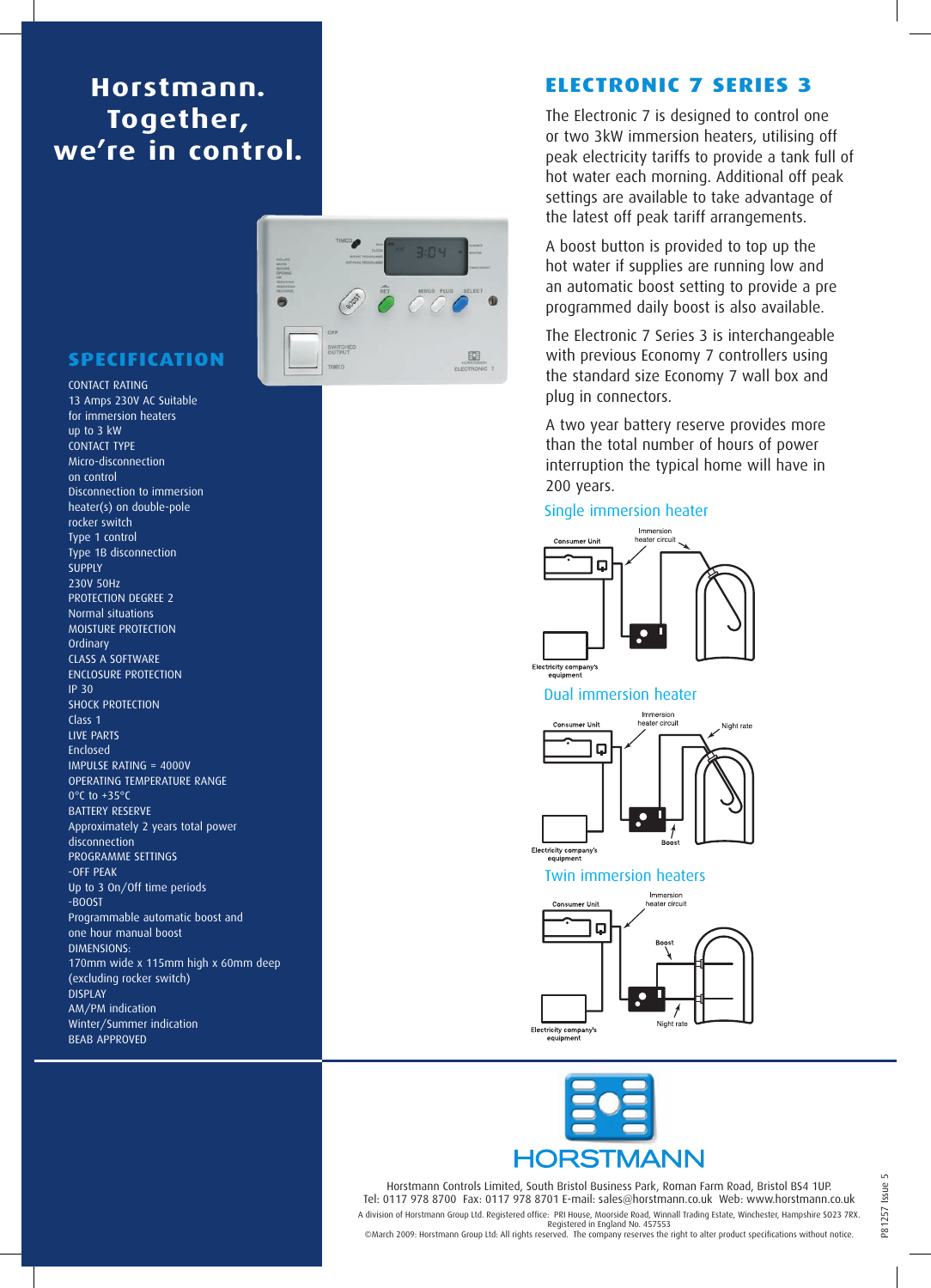# Horstmann. Together, we're in control.

## SPECIFICATION

CONTACT RATING
13 Amps 230V AC Suitable for immersion heaters up to 3 kW
CONTACT TYPE
Micro-disconnection on control
Disconnection to immersion heater(s) on double-pole rocker switch
Type 1 control
Type 1B disconnection
SUPPLY
230V 50Hz
PROTECTION DEGREE 2
Normal situations
MOISTURE PROTECTION
Ordinary
CLASS A SOFTWARE
ENCLOSURE PROTECTION
IP 30
SHOCK PROTECTION
Class 1
LIVE PARTS
Enclosed
IMPULSE RATING = 4000V
OPERATING TEMPERATURE RANGE
0°C to +35°C
BATTERY RESERVE
Approximately 2 years total power disconnection
PROGRAMME SETTINGS
-OFF PEAK
Up to 3 On/Off time periods
-BOOST
Programmable automatic boost and one hour manual boost
DIMENSIONS:
170mm wide x 115mm high x 60mm deep (excluding rocker switch)
DISPLAY
AM/PM indication
Winter/Summer indication
BEAB APPROVED

## ELECTRONIC 7 SERIES 3

The Electronic 7 is designed to control one or two 3kW immersion heaters, utilising off peak electricity tariffs to provide a tank full of hot water each morning. Additional off peak settings are available to take advantage of the latest off peak tariff arrangements.

A boost button is provided to top up the hot water if supplies are running low and an automatic boost setting to provide a pre programmed daily boost is also available.

The Electronic 7 Series 3 is interchangeable with previous Economy 7 controllers using the standard size Economy 7 wall box and plug in connectors.

A two year battery reserve provides more than the total number of hours of power interruption the typical home will have in 200 years.

### Single immersion heater

Consumer Unit
Immersion heater circuit
Electricity company's equipment

### Dual immersion heater

Consumer Unit
Immersion heater circuit
Night rate
Boost
Electricity company's equipment

### Twin immersion heaters

Consumer Unit
Immersion heater circuit
Boost
Night rate
Electricity company's equipment

HORSTMANN

Horstmann Controls Limited, South Bristol Business Park, Roman Farm Road, Bristol BS4 1UP.
Tel: 0117 978 8700 Fax: 0117 978 8701 E-mail: sales@horstmann.co.uk Web: www.horstmann.co.uk
A division of Horstmann Group Ltd. Registered office: PRI House, Moorside Road, Winnall Trading Estate, Winchester, Hampshire SO23 7RX. Registered in England No. 457553
©March 2009: Horstmann Group Ltd: All rights reserved. The company reserves the right to alter product specifications without notice.

P81257 Issue 5